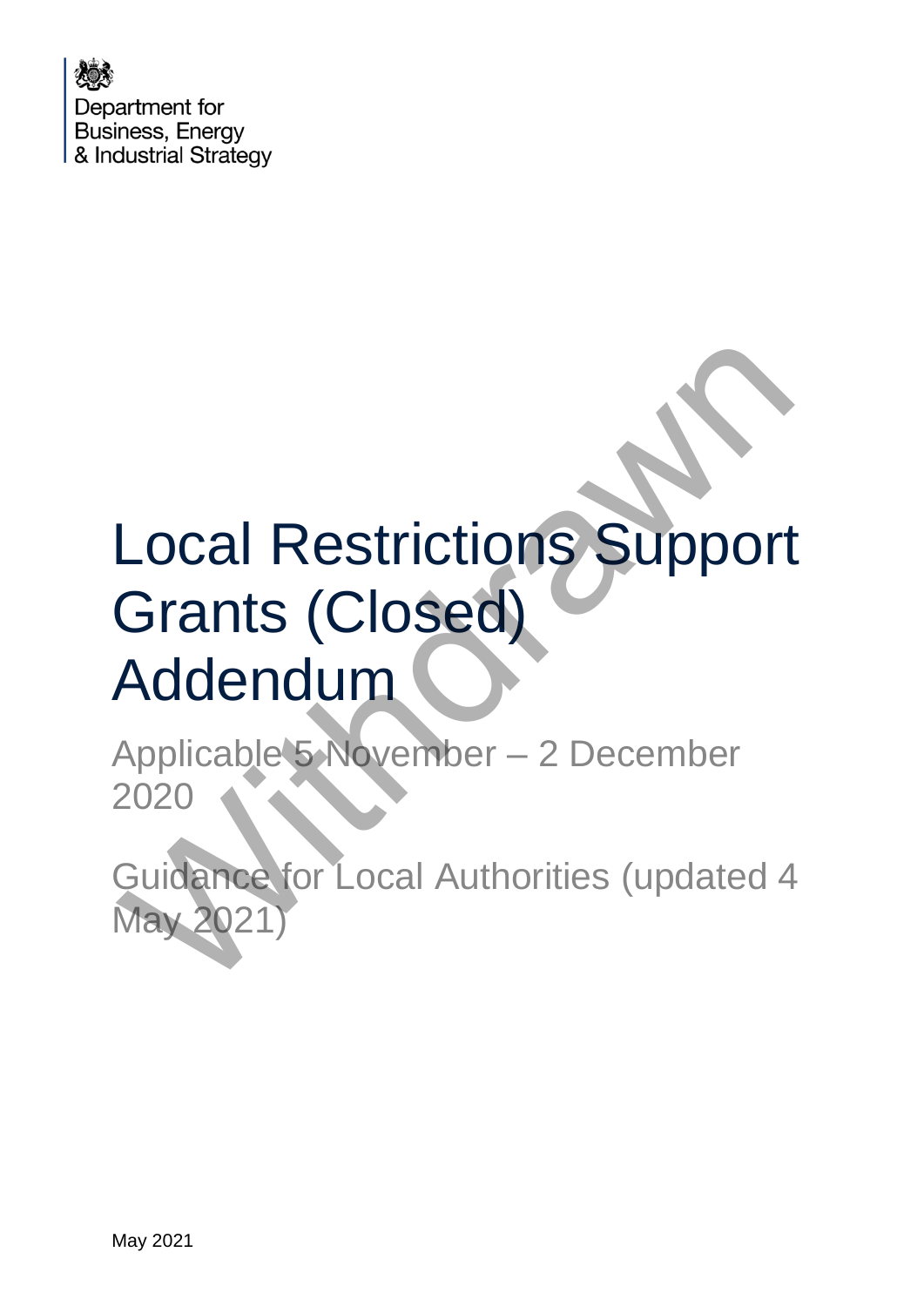Department for Business, Energy & Industrial Strategy

# Local Restrictions Support Grants (Closed) Addendum

Applicable 5 November – 2 December 2020

Guidance for Local Authorities (updated 4 May 2021)

Withdrawn

May 2021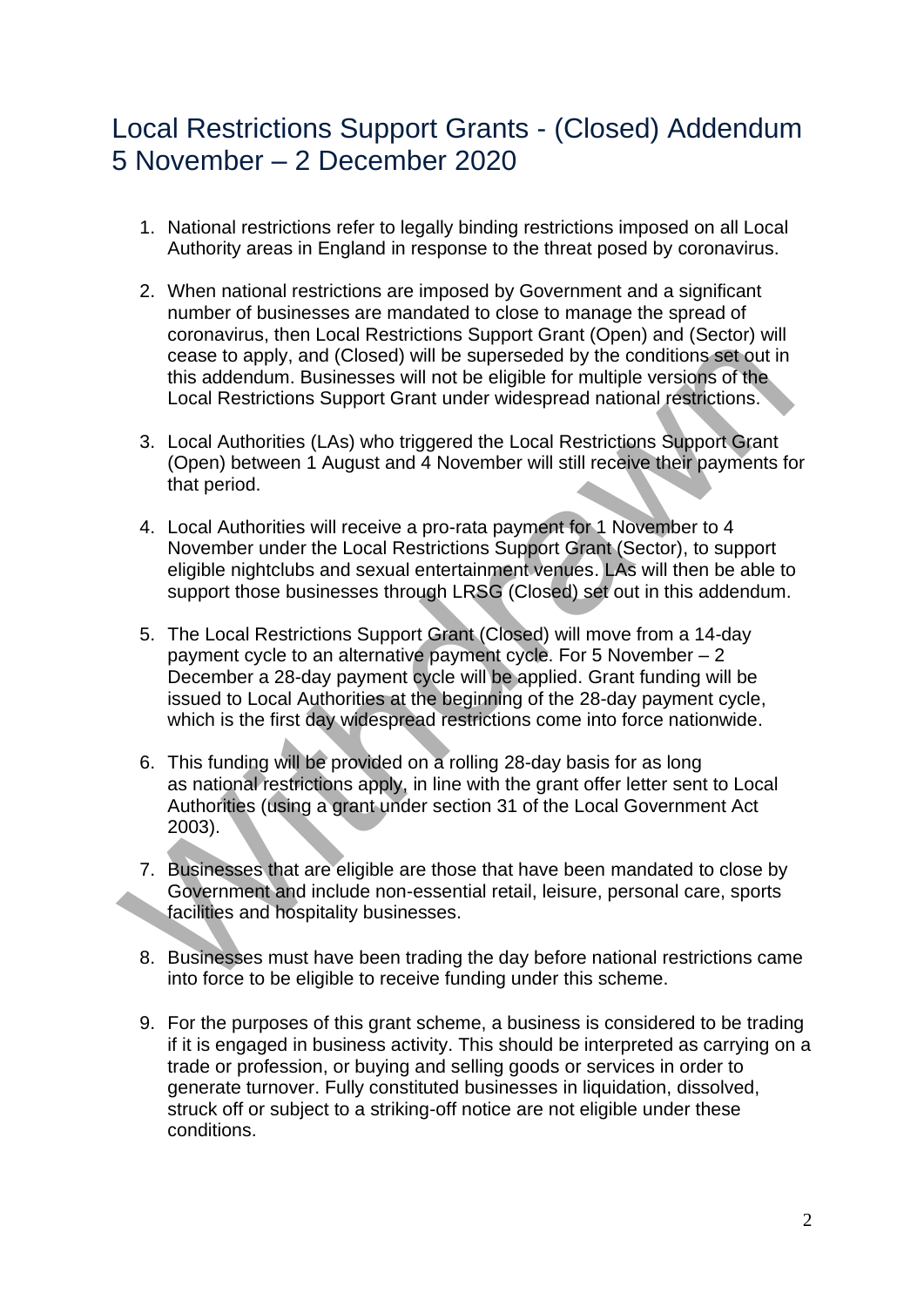# Local Restrictions Support Grants - (Closed) Addendum 5 November – 2 December 2020

1. National restrictions refer to legally binding restrictions imposed on all Local Authority areas in England in response to the threat posed by coronavirus.

2. When national restrictions are imposed by Government and a significant number of businesses are mandated to close to manage the spread of coronavirus, then Local Restrictions Support Grant (Open) and (Sector) will cease to apply, and (Closed) will be superseded by the conditions set out in this addendum. Businesses will not be eligible for multiple versions of the Local Restrictions Support Grant under widespread national restrictions.

3. Local Authorities (LAs) who triggered the Local Restrictions Support Grant (Open) between 1 August and 4 November will still receive their payments for that period.

4. Local Authorities will receive a pro-rata payment for 1 November to 4 November under the Local Restrictions Support Grant (Sector), to support eligible nightclubs and sexual entertainment venues. LAs will then be able to support those businesses through LRSG (Closed) set out in this addendum.

5. The Local Restrictions Support Grant (Closed) will move from a 14-day payment cycle to an alternative payment cycle. For 5 November – 2 December a 28-day payment cycle will be applied. Grant funding will be issued to Local Authorities at the beginning of the 28-day payment cycle, which is the first day widespread restrictions come into force nationwide.

6. This funding will be provided on a rolling 28-day basis for as long as national restrictions apply, in line with the grant offer letter sent to Local Authorities (using a grant under section 31 of the Local Government Act 2003).

7. Businesses that are eligible are those that have been mandated to close by Government and include non-essential retail, leisure, personal care, sports facilities and hospitality businesses.

8. Businesses must have been trading the day before national restrictions came into force to be eligible to receive funding under this scheme.

9. For the purposes of this grant scheme, a business is considered to be trading if it is engaged in business activity. This should be interpreted as carrying on a trade or profession, or buying and selling goods or services in order to generate turnover. Fully constituted businesses in liquidation, dissolved, struck off or subject to a striking-off notice are not eligible under these conditions.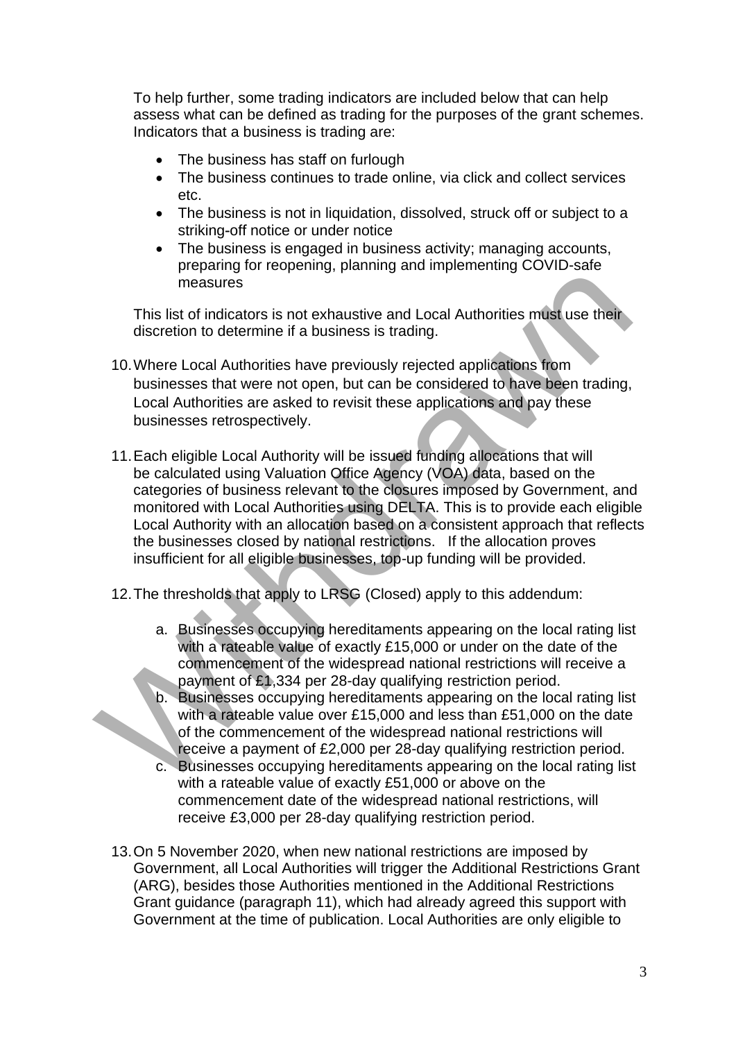To help further, some trading indicators are included below that can help assess what can be defined as trading for the purposes of the grant schemes. Indicators that a business is trading are:

- The business has staff on furlough
- The business continues to trade online, via click and collect services etc.
- The business is not in liquidation, dissolved, struck off or subject to a striking-off notice or under notice
- The business is engaged in business activity; managing accounts, preparing for reopening, planning and implementing COVID-safe measures

This list of indicators is not exhaustive and Local Authorities must use their discretion to determine if a business is trading.

10. Where Local Authorities have previously rejected applications from businesses that were not open, but can be considered to have been trading, Local Authorities are asked to revisit these applications and pay these businesses retrospectively.

11. Each eligible Local Authority will be issued funding allocations that will be calculated using Valuation Office Agency (VOA) data, based on the categories of business relevant to the closures imposed by Government, and monitored with Local Authorities using DELTA. This is to provide each eligible Local Authority with an allocation based on a consistent approach that reflects the businesses closed by national restrictions. If the allocation proves insufficient for all eligible businesses, top-up funding will be provided.

12. The thresholds that apply to LRSG (Closed) apply to this addendum:

    a. Businesses occupying hereditaments appearing on the local rating list with a rateable value of exactly £15,000 or under on the date of the commencement of the widespread national restrictions will receive a payment of £1,334 per 28-day qualifying restriction period.
    b. Businesses occupying hereditaments appearing on the local rating list with a rateable value over £15,000 and less than £51,000 on the date of the commencement of the widespread national restrictions will receive a payment of £2,000 per 28-day qualifying restriction period.
    c. Businesses occupying hereditaments appearing on the local rating list with a rateable value of exactly £51,000 or above on the commencement date of the widespread national restrictions, will receive £3,000 per 28-day qualifying restriction period.

13. On 5 November 2020, when new national restrictions are imposed by Government, all Local Authorities will trigger the Additional Restrictions Grant (ARG), besides those Authorities mentioned in the Additional Restrictions Grant guidance (paragraph 11), which had already agreed this support with Government at the time of publication. Local Authorities are only eligible to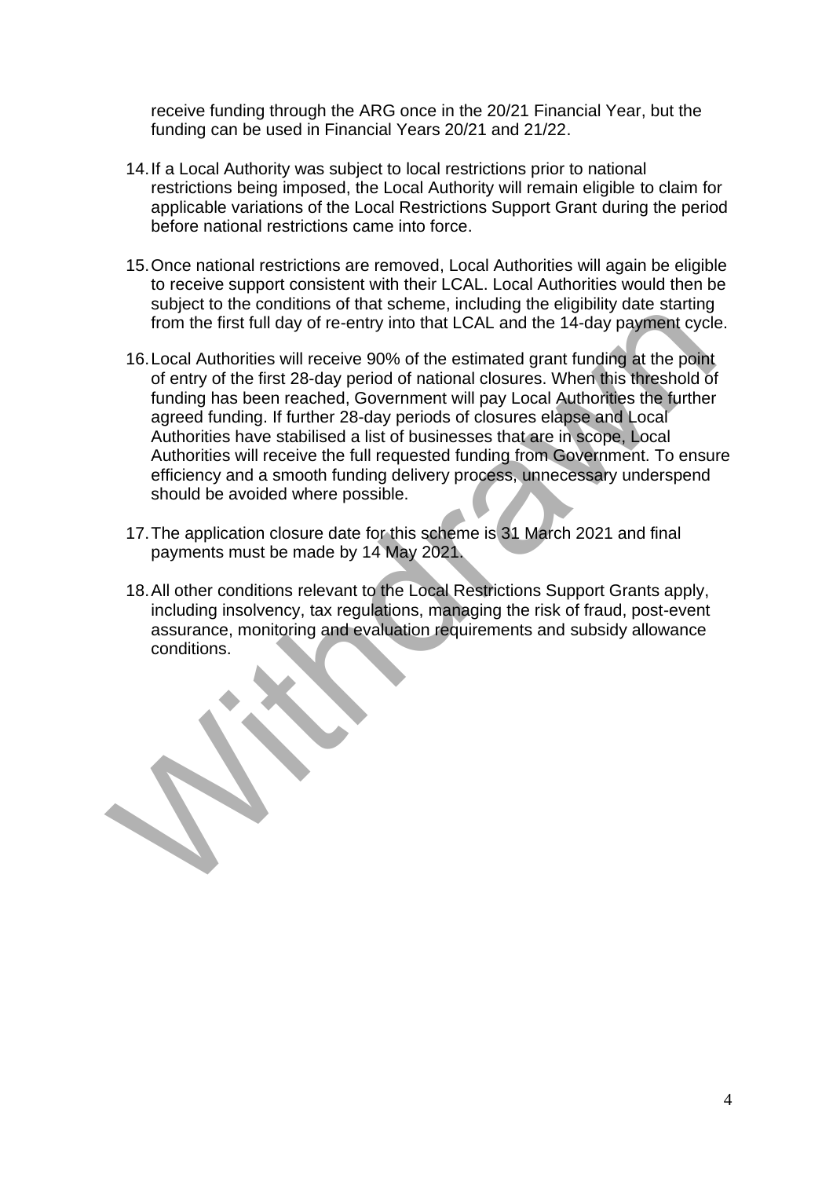receive funding through the ARG once in the 20/21 Financial Year, but the funding can be used in Financial Years 20/21 and 21/22.

14. If a Local Authority was subject to local restrictions prior to national restrictions being imposed, the Local Authority will remain eligible to claim for applicable variations of the Local Restrictions Support Grant during the period before national restrictions came into force.

15. Once national restrictions are removed, Local Authorities will again be eligible to receive support consistent with their LCAL. Local Authorities would then be subject to the conditions of that scheme, including the eligibility date starting from the first full day of re-entry into that LCAL and the 14-day payment cycle.

16. Local Authorities will receive 90% of the estimated grant funding at the point of entry of the first 28-day period of national closures. When this threshold of funding has been reached, Government will pay Local Authorities the further agreed funding. If further 28-day periods of closures elapse and Local Authorities have stabilised a list of businesses that are in scope, Local Authorities will receive the full requested funding from Government. To ensure efficiency and a smooth funding delivery process, unnecessary underspend should be avoided where possible.

17. The application closure date for this scheme is 31 March 2021 and final payments must be made by 14 May 2021.

18. All other conditions relevant to the Local Restrictions Support Grants apply, including insolvency, tax regulations, managing the risk of fraud, post-event assurance, monitoring and evaluation requirements and subsidy allowance conditions.